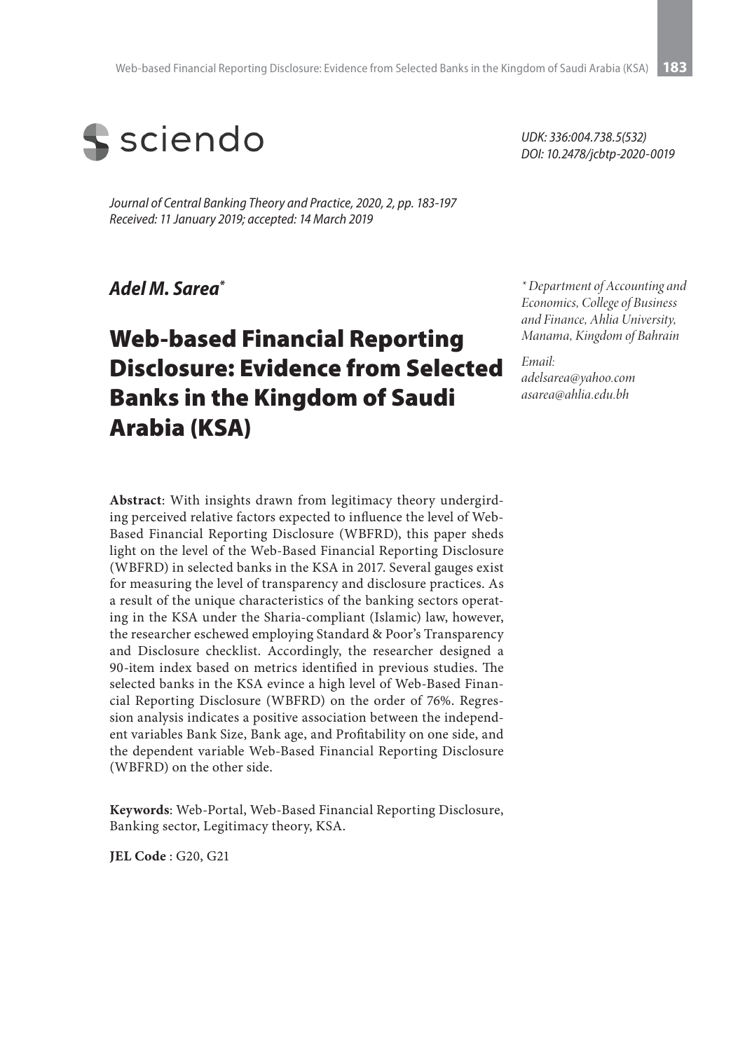sciendo

*UDK: 336:004.738.5(532)*
*DOI: 10.2478/jcbtp-2020-0019*

*Journal of Central Banking Theory and Practice, 2020, 2, pp. 183-197*
*Received: 11 January 2019; accepted: 14 March 2019*

***Adel M. Sarea****

*\* Department of Accounting and Economics, College of Business and Finance, Ahlia University, Manama, Kingdom of Bahrain*

*Email:*
*adelsarea@yahoo.com*
*asarea@ahlia.edu.bh*

# Web-based Financial Reporting Disclosure: Evidence from Selected Banks in the Kingdom of Saudi Arabia (KSA)

**Abstract**: With insights drawn from legitimacy theory undergirding perceived relative factors expected to influence the level of Web-Based Financial Reporting Disclosure (WBFRD), this paper sheds light on the level of the Web-Based Financial Reporting Disclosure (WBFRD) in selected banks in the KSA in 2017. Several gauges exist for measuring the level of transparency and disclosure practices. As a result of the unique characteristics of the banking sectors operating in the KSA under the Sharia-compliant (Islamic) law, however, the researcher eschewed employing Standard & Poor's Transparency and Disclosure checklist. Accordingly, the researcher designed a 90-item index based on metrics identified in previous studies. The selected banks in the KSA evince a high level of Web-Based Financial Reporting Disclosure (WBFRD) on the order of 76%. Regression analysis indicates a positive association between the independent variables Bank Size, Bank age, and Profitability on one side, and the dependent variable Web-Based Financial Reporting Disclosure (WBFRD) on the other side.

**Keywords**: Web-Portal, Web-Based Financial Reporting Disclosure, Banking sector, Legitimacy theory, KSA.

**JEL Code** : G20, G21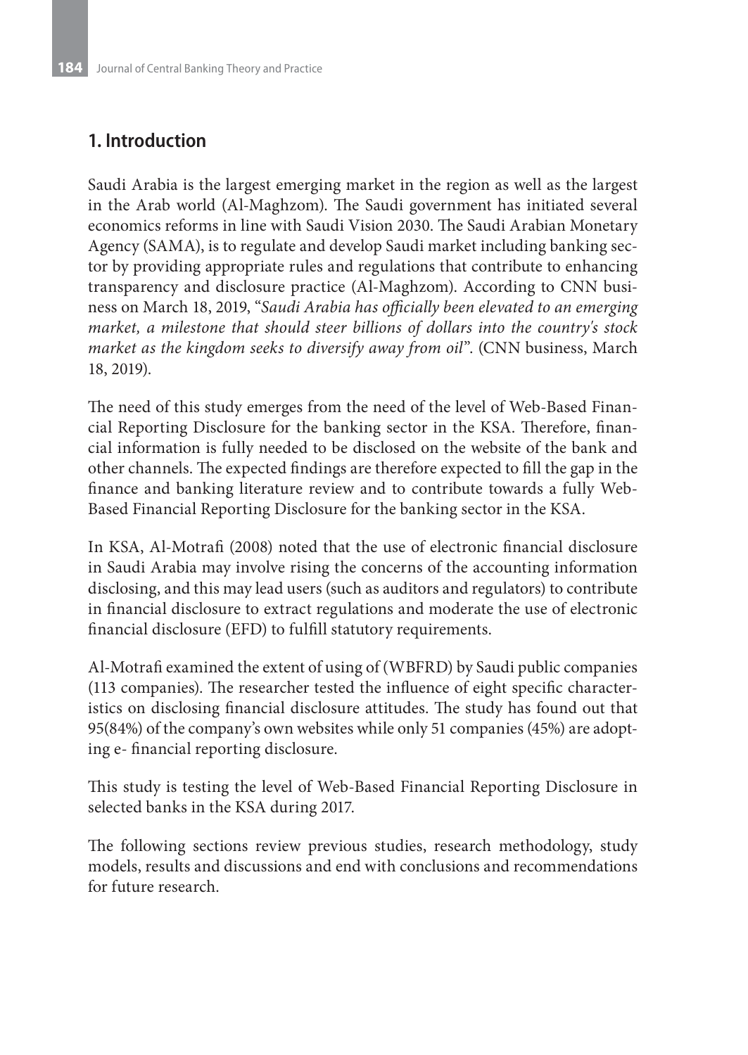## 1. Introduction

Saudi Arabia is the largest emerging market in the region as well as the largest in the Arab world (Al-Maghzom). The Saudi government has initiated several economics reforms in line with Saudi Vision 2030. The Saudi Arabian Monetary Agency (SAMA), is to regulate and develop Saudi market including banking sector by providing appropriate rules and regulations that contribute to enhancing transparency and disclosure practice (Al-Maghzom). According to CNN business on March 18, 2019, "*Saudi Arabia has officially been elevated to an emerging market, a milestone that should steer billions of dollars into the country's stock market as the kingdom seeks to diversify away from oil*". (CNN business, March 18, 2019).

The need of this study emerges from the need of the level of Web-Based Financial Reporting Disclosure for the banking sector in the KSA. Therefore, financial information is fully needed to be disclosed on the website of the bank and other channels. The expected findings are therefore expected to fill the gap in the finance and banking literature review and to contribute towards a fully Web-Based Financial Reporting Disclosure for the banking sector in the KSA.

In KSA, Al-Motrafi (2008) noted that the use of electronic financial disclosure in Saudi Arabia may involve rising the concerns of the accounting information disclosing, and this may lead users (such as auditors and regulators) to contribute in financial disclosure to extract regulations and moderate the use of electronic financial disclosure (EFD) to fulfill statutory requirements.

Al-Motrafi examined the extent of using of (WBFRD) by Saudi public companies (113 companies). The researcher tested the influence of eight specific characteristics on disclosing financial disclosure attitudes. The study has found out that 95(84%) of the company's own websites while only 51 companies (45%) are adopting e- financial reporting disclosure.

This study is testing the level of Web-Based Financial Reporting Disclosure in selected banks in the KSA during 2017.

The following sections review previous studies, research methodology, study models, results and discussions and end with conclusions and recommendations for future research.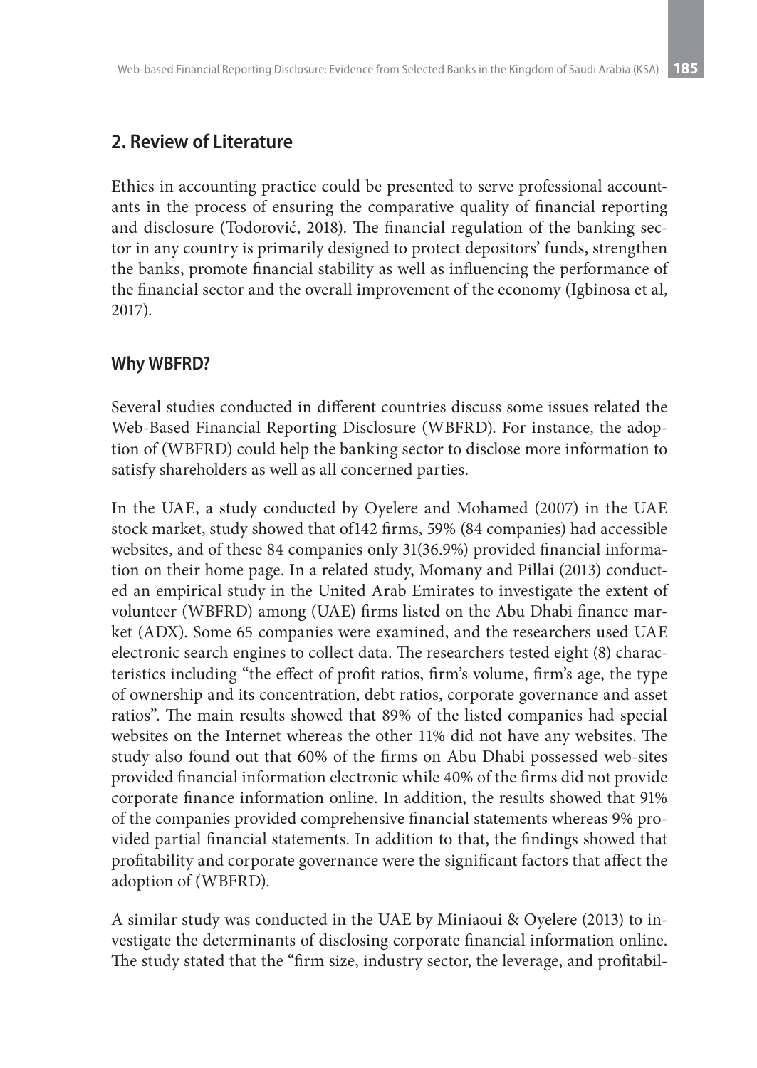## 2. Review of Literature

Ethics in accounting practice could be presented to serve professional accountants in the process of ensuring the comparative quality of financial reporting and disclosure (Todorović, 2018). The financial regulation of the banking sector in any country is primarily designed to protect depositors' funds, strengthen the banks, promote financial stability as well as influencing the performance of the financial sector and the overall improvement of the economy (Igbinosa et al, 2017).

### Why WBFRD?

Several studies conducted in different countries discuss some issues related the Web-Based Financial Reporting Disclosure (WBFRD). For instance, the adoption of (WBFRD) could help the banking sector to disclose more information to satisfy shareholders as well as all concerned parties.

In the UAE, a study conducted by Oyelere and Mohamed (2007) in the UAE stock market, study showed that of142 firms, 59% (84 companies) had accessible websites, and of these 84 companies only 31(36.9%) provided financial information on their home page. In a related study, Momany and Pillai (2013) conducted an empirical study in the United Arab Emirates to investigate the extent of volunteer (WBFRD) among (UAE) firms listed on the Abu Dhabi finance market (ADX). Some 65 companies were examined, and the researchers used UAE electronic search engines to collect data. The researchers tested eight (8) characteristics including "the effect of profit ratios, firm's volume, firm's age, the type of ownership and its concentration, debt ratios, corporate governance and asset ratios". The main results showed that 89% of the listed companies had special websites on the Internet whereas the other 11% did not have any websites. The study also found out that 60% of the firms on Abu Dhabi possessed web-sites provided financial information electronic while 40% of the firms did not provide corporate finance information online. In addition, the results showed that 91% of the companies provided comprehensive financial statements whereas 9% provided partial financial statements. In addition to that, the findings showed that profitability and corporate governance were the significant factors that affect the adoption of (WBFRD).

A similar study was conducted in the UAE by Miniaoui & Oyelere (2013) to investigate the determinants of disclosing corporate financial information online. The study stated that the "firm size, industry sector, the leverage, and profitabil-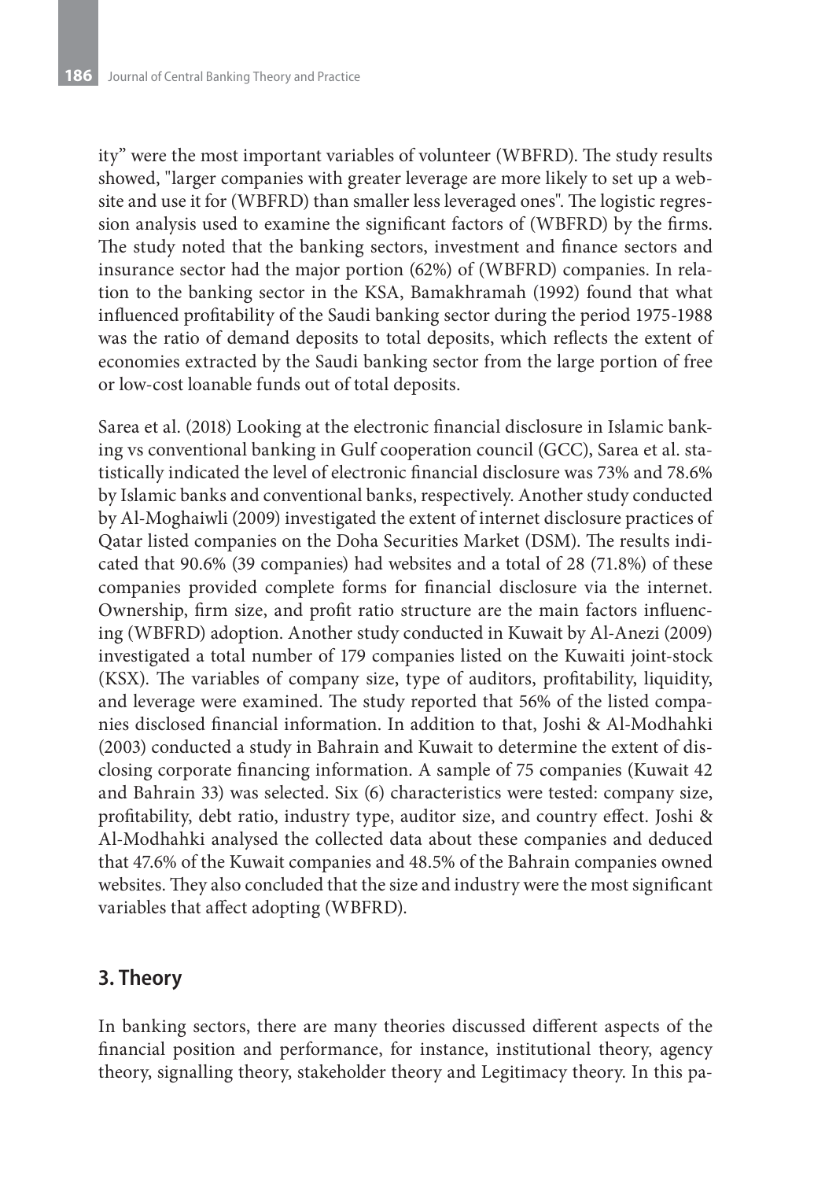ity" were the most important variables of volunteer (WBFRD). The study results showed, "larger companies with greater leverage are more likely to set up a website and use it for (WBFRD) than smaller less leveraged ones". The logistic regression analysis used to examine the significant factors of (WBFRD) by the firms. The study noted that the banking sectors, investment and finance sectors and insurance sector had the major portion (62%) of (WBFRD) companies. In relation to the banking sector in the KSA, Bamakhramah (1992) found that what influenced profitability of the Saudi banking sector during the period 1975-1988 was the ratio of demand deposits to total deposits, which reflects the extent of economies extracted by the Saudi banking sector from the large portion of free or low-cost loanable funds out of total deposits.

Sarea et al. (2018) Looking at the electronic financial disclosure in Islamic banking vs conventional banking in Gulf cooperation council (GCC), Sarea et al. statistically indicated the level of electronic financial disclosure was 73% and 78.6% by Islamic banks and conventional banks, respectively. Another study conducted by Al-Moghaiwli (2009) investigated the extent of internet disclosure practices of Qatar listed companies on the Doha Securities Market (DSM). The results indicated that 90.6% (39 companies) had websites and a total of 28 (71.8%) of these companies provided complete forms for financial disclosure via the internet. Ownership, firm size, and profit ratio structure are the main factors influencing (WBFRD) adoption. Another study conducted in Kuwait by Al-Anezi (2009) investigated a total number of 179 companies listed on the Kuwaiti joint-stock (KSX). The variables of company size, type of auditors, profitability, liquidity, and leverage were examined. The study reported that 56% of the listed companies disclosed financial information. In addition to that, Joshi & Al-Modhahki (2003) conducted a study in Bahrain and Kuwait to determine the extent of disclosing corporate financing information. A sample of 75 companies (Kuwait 42 and Bahrain 33) was selected. Six (6) characteristics were tested: company size, profitability, debt ratio, industry type, auditor size, and country effect. Joshi & Al-Modhahki analysed the collected data about these companies and deduced that 47.6% of the Kuwait companies and 48.5% of the Bahrain companies owned websites. They also concluded that the size and industry were the most significant variables that affect adopting (WBFRD).

## 3. Theory

In banking sectors, there are many theories discussed different aspects of the financial position and performance, for instance, institutional theory, agency theory, signalling theory, stakeholder theory and Legitimacy theory. In this pa-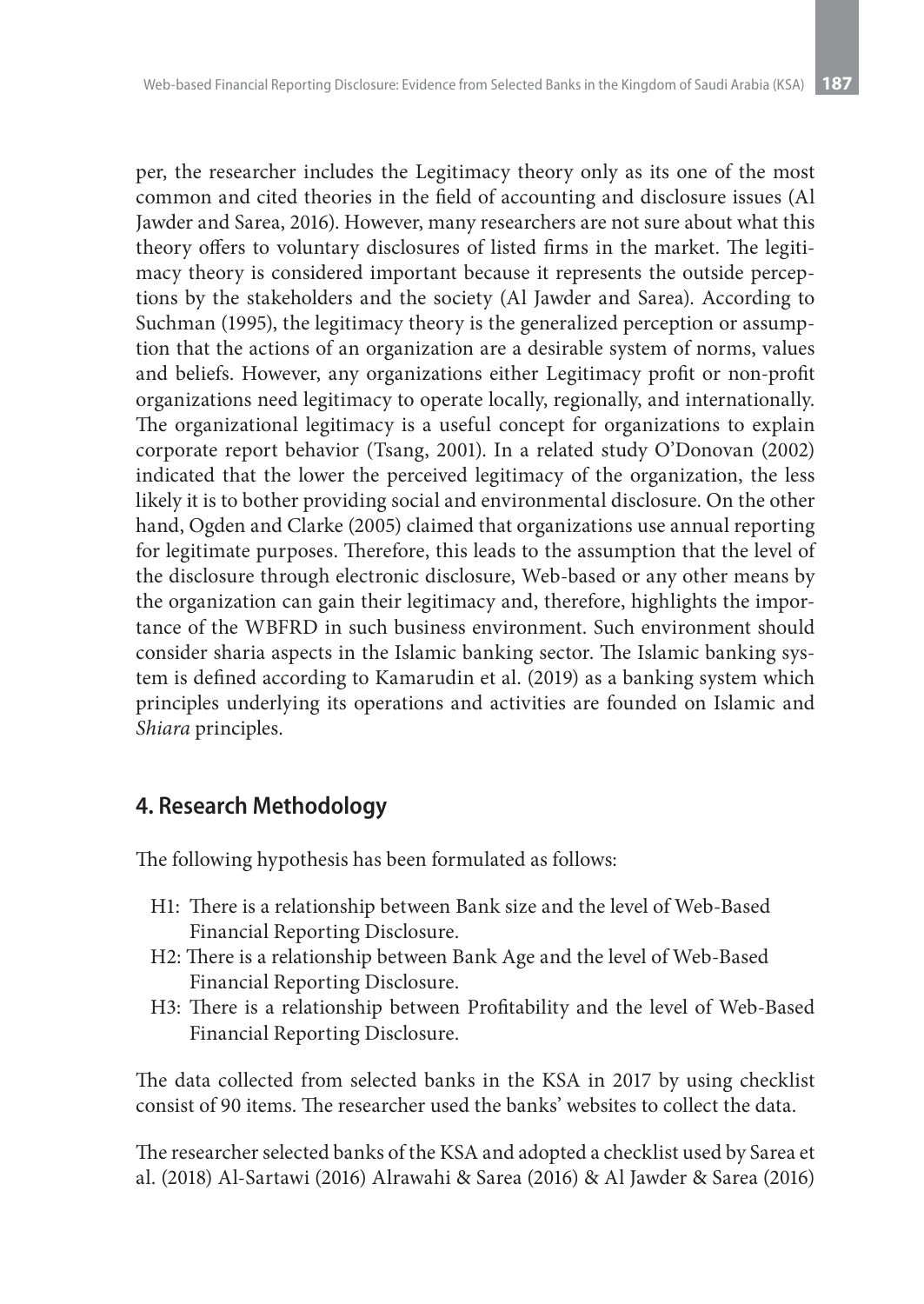per, the researcher includes the Legitimacy theory only as its one of the most common and cited theories in the field of accounting and disclosure issues (Al Jawder and Sarea, 2016). However, many researchers are not sure about what this theory offers to voluntary disclosures of listed firms in the market. The legitimacy theory is considered important because it represents the outside perceptions by the stakeholders and the society (Al Jawder and Sarea). According to Suchman (1995), the legitimacy theory is the generalized perception or assumption that the actions of an organization are a desirable system of norms, values and beliefs. However, any organizations either Legitimacy profit or non-profit organizations need legitimacy to operate locally, regionally, and internationally. The organizational legitimacy is a useful concept for organizations to explain corporate report behavior (Tsang, 2001). In a related study O'Donovan (2002) indicated that the lower the perceived legitimacy of the organization, the less likely it is to bother providing social and environmental disclosure. On the other hand, Ogden and Clarke (2005) claimed that organizations use annual reporting for legitimate purposes. Therefore, this leads to the assumption that the level of the disclosure through electronic disclosure, Web-based or any other means by the organization can gain their legitimacy and, therefore, highlights the importance of the WBFRD in such business environment. Such environment should consider sharia aspects in the Islamic banking sector. The Islamic banking system is defined according to Kamarudin et al. (2019) as a banking system which principles underlying its operations and activities are founded on Islamic and *Shiara* principles.

## 4. Research Methodology

The following hypothesis has been formulated as follows:

- H1: There is a relationship between Bank size and the level of Web-Based Financial Reporting Disclosure.
- H2: There is a relationship between Bank Age and the level of Web-Based Financial Reporting Disclosure.
- H3: There is a relationship between Profitability and the level of Web-Based Financial Reporting Disclosure.

The data collected from selected banks in the KSA in 2017 by using checklist consist of 90 items. The researcher used the banks' websites to collect the data.

The researcher selected banks of the KSA and adopted a checklist used by Sarea et al. (2018) Al-Sartawi (2016) Alrawahi & Sarea (2016) & Al Jawder & Sarea (2016)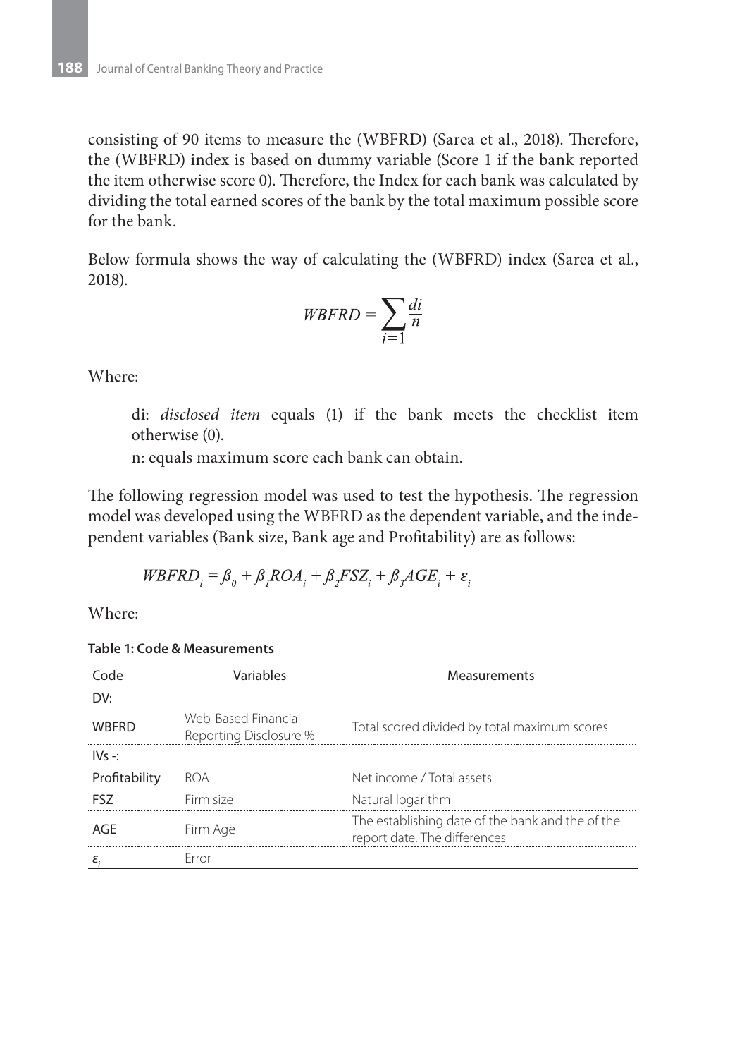consisting of 90 items to measure the (WBFRD) (Sarea et al., 2018). Therefore, the (WBFRD) index is based on dummy variable (Score 1 if the bank reported the item otherwise score 0). Therefore, the Index for each bank was calculated by dividing the total earned scores of the bank by the total maximum possible score for the bank.

Below formula shows the way of calculating the (WBFRD) index (Sarea et al., 2018).

$$WBFRD = \sum_{i=1} \frac{di}{n}$$

Where:

> di: *disclosed item* equals (1) if the bank meets the checklist item otherwise (0).
> n: equals maximum score each bank can obtain.

The following regression model was used to test the hypothesis. The regression model was developed using the WBFRD as the dependent variable, and the independent variables (Bank size, Bank age and Profitability) are as follows:

$$WBFRD_i = \beta_0 + \beta_1 ROA_i + \beta_2 FSZ_i + \beta_3 AGE_i + \varepsilon_i$$

Where:

**Table 1: Code & Measurements**

| Code | Variables | Measurements |
|---|---|---|
| DV: | | |
| WBFRD | Web-Based Financial Reporting Disclosure % | Total scored divided by total maximum scores |
| IVs -: | | |
| Profitability | ROA | Net income / Total assets |
| FSZ | Firm size | Natural logarithm |
| AGE | Firm Age | The establishing date of the bank and the of the report date. The differences |
| $\varepsilon_i$ | Error | |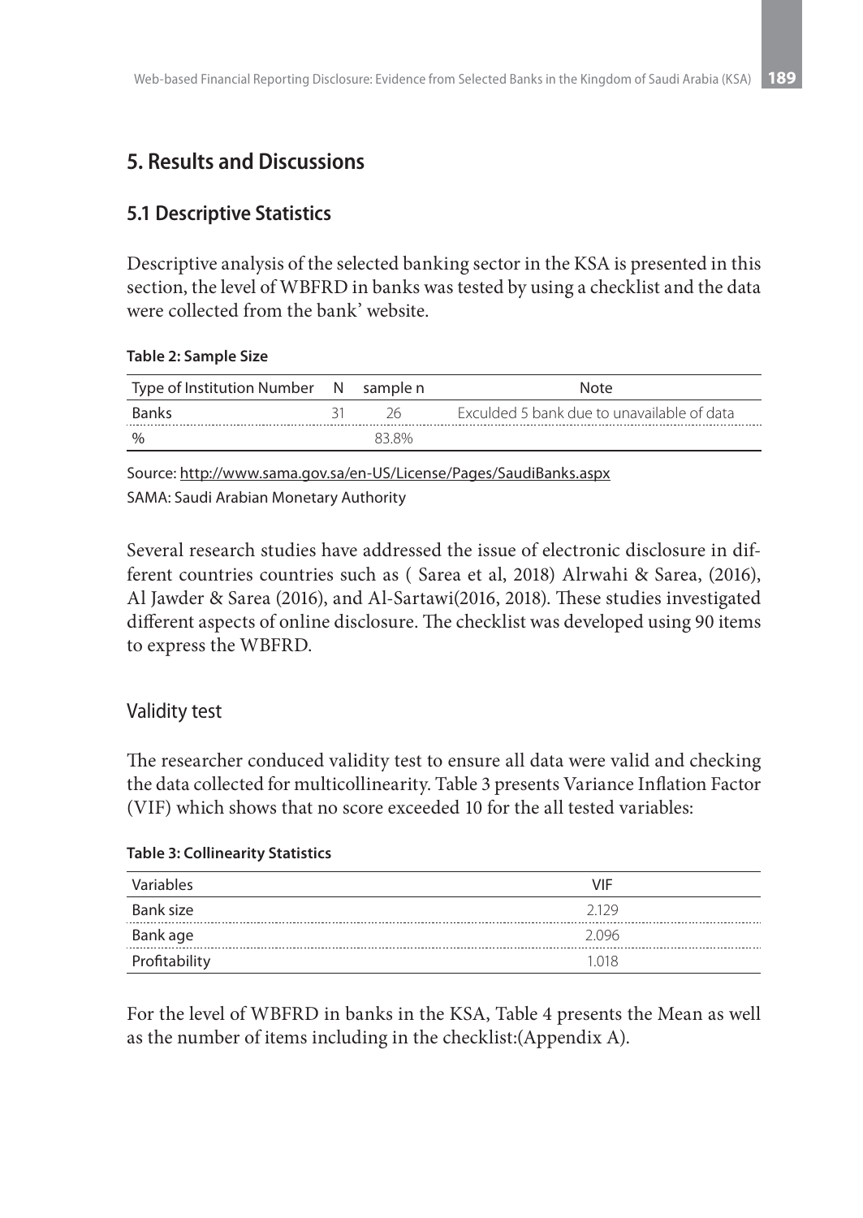## 5. Results and Discussions

### 5.1 Descriptive Statistics

Descriptive analysis of the selected banking sector in the KSA is presented in this section, the level of WBFRD in banks was tested by using a checklist and the data were collected from the bank' website.

**Table 2: Sample Size**

| Type of Institution Number | N | sample n | Note |
|---|---|---|---|
| Banks | 31 | 26 | Exculded 5 bank due to unavailable of data |
| % | | 83.8% | |

Source: http://www.sama.gov.sa/en-US/License/Pages/SaudiBanks.aspx
SAMA: Saudi Arabian Monetary Authority

Several research studies have addressed the issue of electronic disclosure in different countries countries such as ( Sarea et al, 2018) Alrwahi & Sarea, (2016), Al Jawder & Sarea (2016), and Al-Sartawi(2016, 2018). These studies investigated different aspects of online disclosure. The checklist was developed using 90 items to express the WBFRD.

### Validity test

The researcher conduced validity test to ensure all data were valid and checking the data collected for multicollinearity. Table 3 presents Variance Inflation Factor (VIF) which shows that no score exceeded 10 for the all tested variables:

**Table 3: Collinearity Statistics**

| Variables | VIF |
|---|---|
| Bank size | 2.129 |
| Bank age | 2.096 |
| Profitability | 1.018 |

For the level of WBFRD in banks in the KSA, Table 4 presents the Mean as well as the number of items including in the checklist:(Appendix A).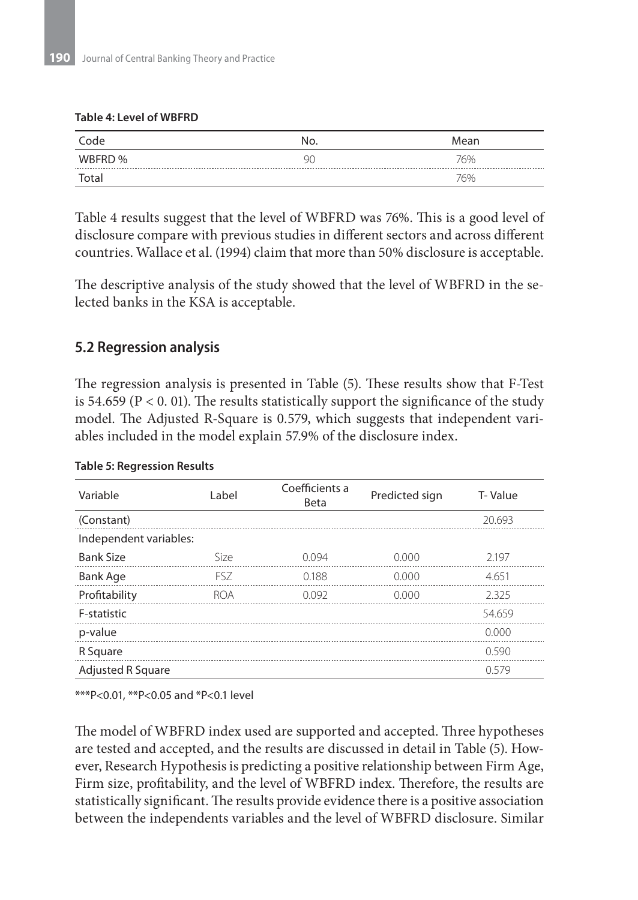**Table 4: Level of WBFRD**

| Code | No. | Mean |
|---|---|---|
| WBFRD % | 90 | 76% |
| Total | | 76% |

Table 4 results suggest that the level of WBFRD was 76%. This is a good level of disclosure compare with previous studies in different sectors and across different countries. Wallace et al. (1994) claim that more than 50% disclosure is acceptable.

The descriptive analysis of the study showed that the level of WBFRD in the selected banks in the KSA is acceptable.

## 5.2 Regression analysis

The regression analysis is presented in Table (5). These results show that F-Test is 54.659 ($P < 0.01$). The results statistically support the significance of the study model. The Adjusted R-Square is 0.579, which suggests that independent variables included in the model explain 57.9% of the disclosure index.

**Table 5: Regression Results**

| Variable | Label | Coefficients a Beta | Predicted sign | T- Value |
|---|---|---|---|---|
| (Constant) | | | | 20.693 |
| Independent variables: | | | | |
| Bank Size | Size | 0.094 | 0.000 | 2.197 |
| Bank Age | FSZ | 0.188 | 0.000 | 4.651 |
| Profitability | ROA | 0.092 | 0.000 | 2.325 |
| F-statistic | | | | 54.659 |
| p-value | | | | 0.000 |
| R Square | | | | 0.590 |
| Adjusted R Square | | | | 0.579 |

***P<0.01, **P<0.05 and *P<0.1 level

The model of WBFRD index used are supported and accepted. Three hypotheses are tested and accepted, and the results are discussed in detail in Table (5). However, Research Hypothesis is predicting a positive relationship between Firm Age, Firm size, profitability, and the level of WBFRD index. Therefore, the results are statistically significant. The results provide evidence there is a positive association between the independents variables and the level of WBFRD disclosure. Similar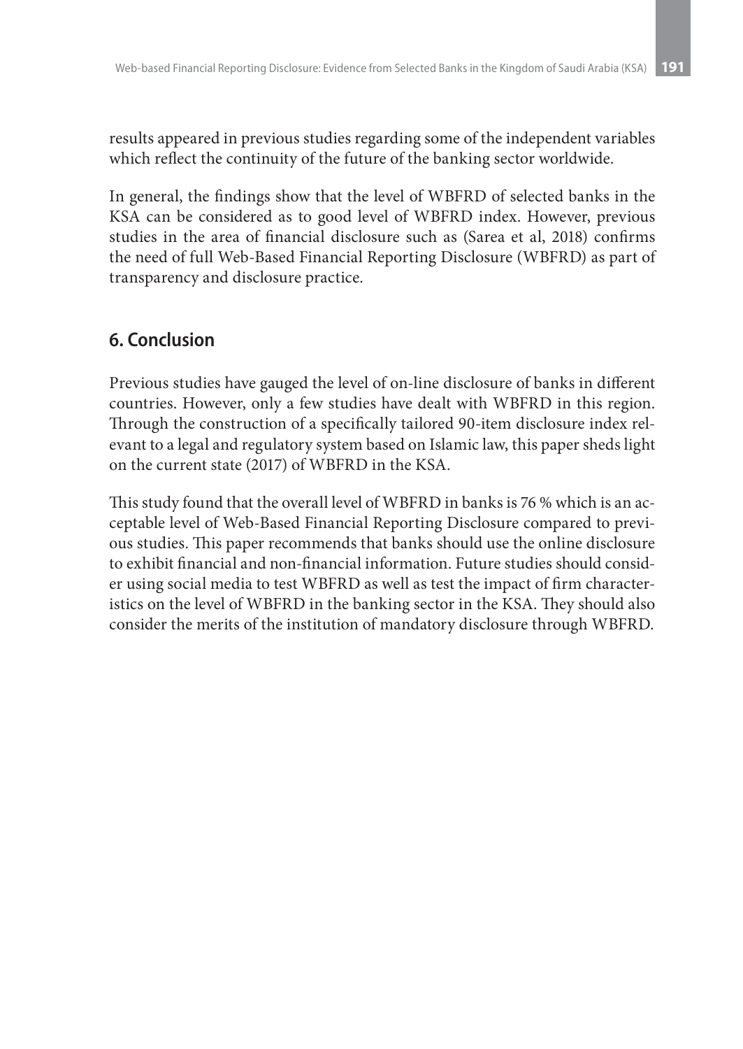results appeared in previous studies regarding some of the independent variables which reflect the continuity of the future of the banking sector worldwide.

In general, the findings show that the level of WBFRD of selected banks in the KSA can be considered as to good level of WBFRD index. However, previous studies in the area of financial disclosure such as (Sarea et al, 2018) confirms the need of full Web-Based Financial Reporting Disclosure (WBFRD) as part of transparency and disclosure practice.

## 6. Conclusion

Previous studies have gauged the level of on-line disclosure of banks in different countries. However, only a few studies have dealt with WBFRD in this region. Through the construction of a specifically tailored 90-item disclosure index relevant to a legal and regulatory system based on Islamic law, this paper sheds light on the current state (2017) of WBFRD in the KSA.

This study found that the overall level of WBFRD in banks is 76 % which is an acceptable level of Web-Based Financial Reporting Disclosure compared to previous studies. This paper recommends that banks should use the online disclosure to exhibit financial and non-financial information. Future studies should consider using social media to test WBFRD as well as test the impact of firm characteristics on the level of WBFRD in the banking sector in the KSA. They should also consider the merits of the institution of mandatory disclosure through WBFRD.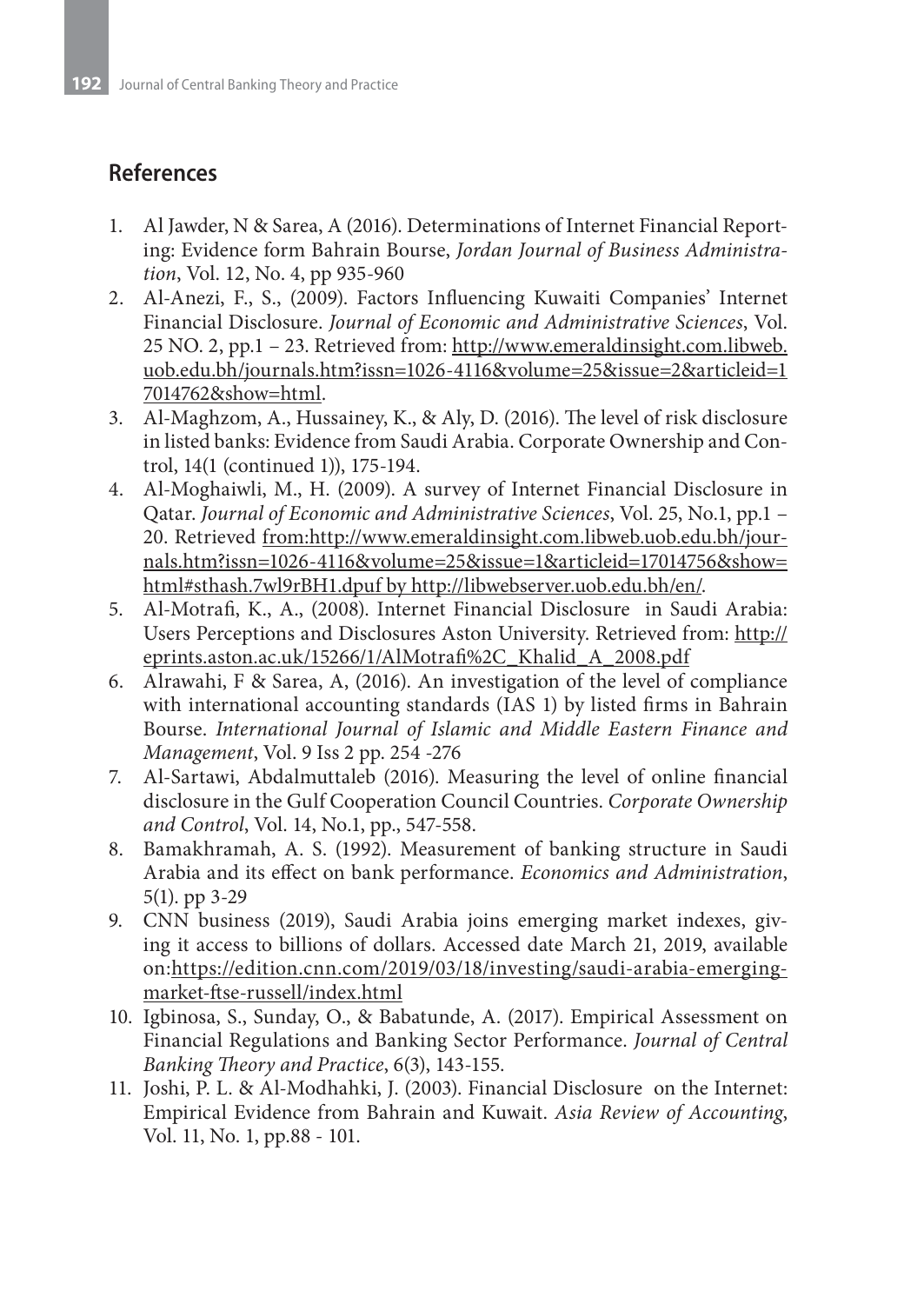## References

1. Al Jawder, N & Sarea, A (2016). Determinations of Internet Financial Reporting: Evidence form Bahrain Bourse, *Jordan Journal of Business Administration*, Vol. 12, No. 4, pp 935-960
2. Al-Anezi, F., S., (2009). Factors Influencing Kuwaiti Companies' Internet Financial Disclosure. *Journal of Economic and Administrative Sciences*, Vol. 25 NO. 2, pp.1 – 23. Retrieved from: http://www.emeraldinsight.com.libweb.uob.edu.bh/journals.htm?issn=1026-4116&volume=25&issue=2&articleid=17014762&show=html.
3. Al-Maghzom, A., Hussainey, K., & Aly, D. (2016). The level of risk disclosure in listed banks: Evidence from Saudi Arabia. Corporate Ownership and Control, 14(1 (continued 1)), 175-194.
4. Al-Moghaiwli, M., H. (2009). A survey of Internet Financial Disclosure in Qatar. *Journal of Economic and Administrative Sciences*, Vol. 25, No.1, pp.1 – 20. Retrieved from:http://www.emeraldinsight.com.libweb.uob.edu.bh/journals.htm?issn=1026-4116&volume=25&issue=1&articleid=17014756&show=html#sthash.7wl9rBH1.dpuf by http://libwebserver.uob.edu.bh/en/.
5. Al-Motrafi, K., A., (2008). Internet Financial Disclosure in Saudi Arabia: Users Perceptions and Disclosures Aston University. Retrieved from: http://eprints.aston.ac.uk/15266/1/AlMotrafi%2C_Khalid_A_2008.pdf
6. Alrawahi, F & Sarea, A, (2016). An investigation of the level of compliance with international accounting standards (IAS 1) by listed firms in Bahrain Bourse. *International Journal of Islamic and Middle Eastern Finance and Management*, Vol. 9 Iss 2 pp. 254 -276
7. Al-Sartawi, Abdalmuttaleb (2016). Measuring the level of online financial disclosure in the Gulf Cooperation Council Countries. *Corporate Ownership and Control*, Vol. 14, No.1, pp., 547-558.
8. Bamakhramah, A. S. (1992). Measurement of banking structure in Saudi Arabia and its effect on bank performance. *Economics and Administration*, 5(1). pp 3-29
9. CNN business (2019), Saudi Arabia joins emerging market indexes, giving it access to billions of dollars. Accessed date March 21, 2019, available on:https://edition.cnn.com/2019/03/18/investing/saudi-arabia-emerging-market-ftse-russell/index.html
10. Igbinosa, S., Sunday, O., & Babatunde, A. (2017). Empirical Assessment on Financial Regulations and Banking Sector Performance. *Journal of Central Banking Theory and Practice*, 6(3), 143-155.
11. Joshi, P. L. & Al-Modhahki, J. (2003). Financial Disclosure on the Internet: Empirical Evidence from Bahrain and Kuwait. *Asia Review of Accounting*, Vol. 11, No. 1, pp.88 - 101.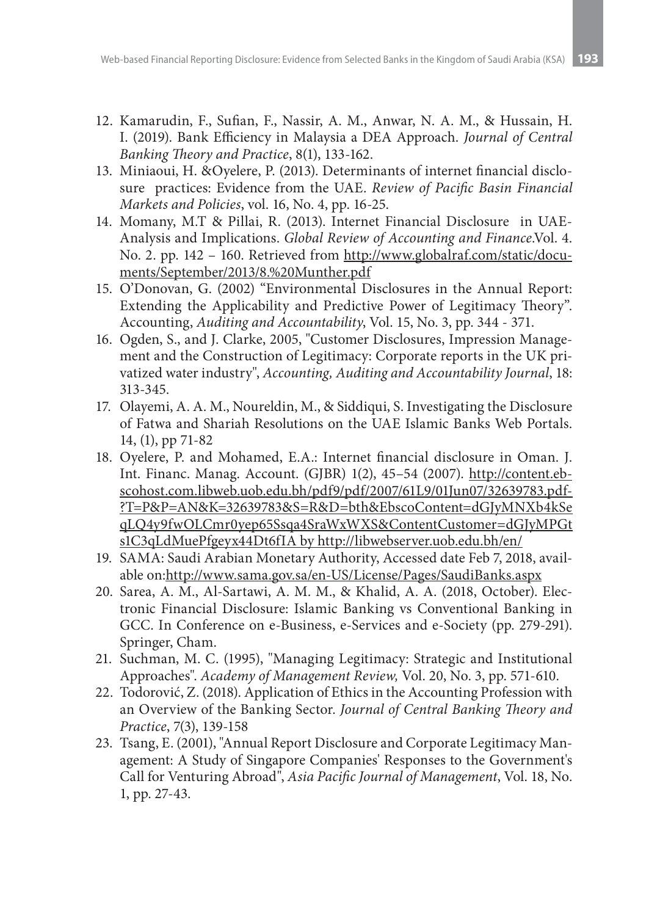12. Kamarudin, F., Sufian, F., Nassir, A. M., Anwar, N. A. M., & Hussain, H. I. (2019). Bank Efficiency in Malaysia a DEA Approach. *Journal of Central Banking Theory and Practice*, 8(1), 133-162.
13. Miniaoui, H. &Oyelere, P. (2013). Determinants of internet financial disclosure practices: Evidence from the UAE. *Review of Pacific Basin Financial Markets and Policies*, vol. 16, No. 4, pp. 16-25.
14. Momany, M.T & Pillai, R. (2013). Internet Financial Disclosure in UAE- Analysis and Implications. *Global Review of Accounting and Finance*.Vol. 4. No. 2. pp. 142 – 160. Retrieved from http://www.globalraf.com/static/documents/September/2013/8.%20Munther.pdf
15. O'Donovan, G. (2002) "Environmental Disclosures in the Annual Report: Extending the Applicability and Predictive Power of Legitimacy Theory". Accounting, *Auditing and Accountability*, Vol. 15, No. 3, pp. 344 - 371.
16. Ogden, S., and J. Clarke, 2005, "Customer Disclosures, Impression Management and the Construction of Legitimacy: Corporate reports in the UK privatized water industry", *Accounting, Auditing and Accountability Journal*, 18: 313-345.
17. Olayemi, A. A. M., Noureldin, M., & Siddiqui, S. Investigating the Disclosure of Fatwa and Shariah Resolutions on the UAE Islamic Banks Web Portals. 14, (1), pp 71-82
18. Oyelere, P. and Mohamed, E.A.: Internet financial disclosure in Oman. J. Int. Financ. Manag. Account. (GJBR) 1(2), 45–54 (2007). http://content.ebscohost.com.libweb.uob.edu.bh/pdf9/pdf/2007/61L9/01Jun07/32639783.pdf?T=P&P=AN&K=32639783&S=R&D=bth&EbscoContent=dGJyMNXb4kSeqLQ4y9fwOLCmr0yep65Ssqa4SraWxWXS&ContentCustomer=dGJyMPGts1C3qLdMuePfgeyx44Dt6fIA by http://libwebserver.uob.edu.bh/en/
19. SAMA: Saudi Arabian Monetary Authority, Accessed date Feb 7, 2018, available on:http://www.sama.gov.sa/en-US/License/Pages/SaudiBanks.aspx
20. Sarea, A. M., Al-Sartawi, A. M. M., & Khalid, A. A. (2018, October). Electronic Financial Disclosure: Islamic Banking vs Conventional Banking in GCC. In Conference on e-Business, e-Services and e-Society (pp. 279-291). Springer, Cham.
21. Suchman, M. C. (1995), "Managing Legitimacy: Strategic and Institutional Approaches". *Academy of Management Review,* Vol. 20, No. 3, pp. 571-610.
22. Todorović, Z. (2018). Application of Ethics in the Accounting Profession with an Overview of the Banking Sector. *Journal of Central Banking Theory and Practice*, 7(3), 139-158
23. Tsang, E. (2001), "Annual Report Disclosure and Corporate Legitimacy Management: A Study of Singapore Companies' Responses to the Government's Call for Venturing Abroad", *Asia Pacific Journal of Management*, Vol. 18, No. 1, pp. 27-43.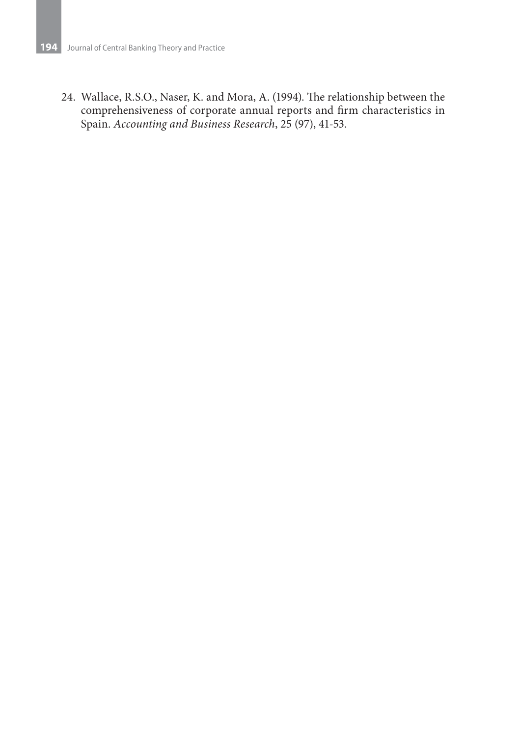24. Wallace, R.S.O., Naser, K. and Mora, A. (1994). The relationship between the comprehensiveness of corporate annual reports and firm characteristics in Spain. *Accounting and Business Research*, 25 (97), 41-53.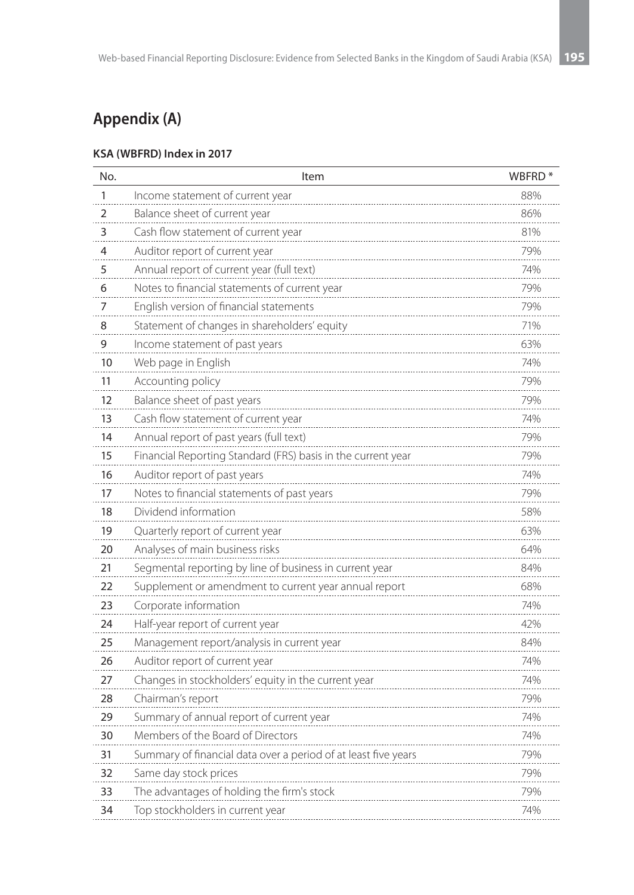# Appendix (A)

**KSA (WBFRD) Index in 2017**

| No. | Item | WBFRD * |
|---|---|---|
| 1 | Income statement of current year | 88% |
| 2 | Balance sheet of current year | 86% |
| 3 | Cash flow statement of current year | 81% |
| 4 | Auditor report of current year | 79% |
| 5 | Annual report of current year (full text) | 74% |
| 6 | Notes to financial statements of current year | 79% |
| 7 | English version of financial statements | 79% |
| 8 | Statement of changes in shareholders' equity | 71% |
| 9 | Income statement of past years | 63% |
| 10 | Web page in English | 74% |
| 11 | Accounting policy | 79% |
| 12 | Balance sheet of past years | 79% |
| 13 | Cash flow statement of current year | 74% |
| 14 | Annual report of past years (full text) | 79% |
| 15 | Financial Reporting Standard (FRS) basis in the current year | 79% |
| 16 | Auditor report of past years | 74% |
| 17 | Notes to financial statements of past years | 79% |
| 18 | Dividend information | 58% |
| 19 | Quarterly report of current year | 63% |
| 20 | Analyses of main business risks | 64% |
| 21 | Segmental reporting by line of business in current year | 84% |
| 22 | Supplement or amendment to current year annual report | 68% |
| 23 | Corporate information | 74% |
| 24 | Half-year report of current year | 42% |
| 25 | Management report/analysis in current year | 84% |
| 26 | Auditor report of current year | 74% |
| 27 | Changes in stockholders' equity in the current year | 74% |
| 28 | Chairman's report | 79% |
| 29 | Summary of annual report of current year | 74% |
| 30 | Members of the Board of Directors | 74% |
| 31 | Summary of financial data over a period of at least five years | 79% |
| 32 | Same day stock prices | 79% |
| 33 | The advantages of holding the firm's stock | 79% |
| 34 | Top stockholders in current year | 74% |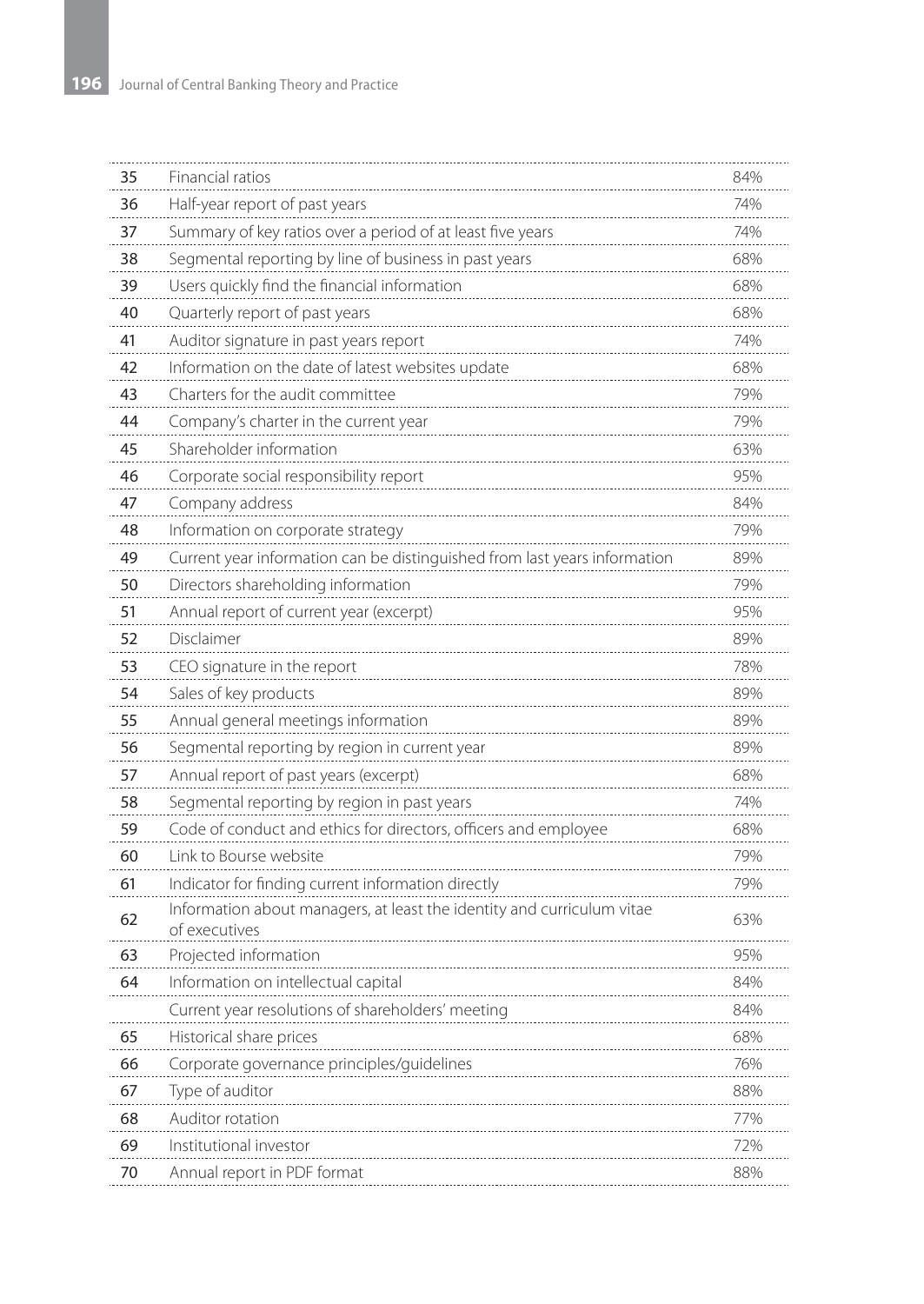| | | |
|---|---|---|
| 35 | Financial ratios | 84% |
| 36 | Half-year report of past years | 74% |
| 37 | Summary of key ratios over a period of at least five years | 74% |
| 38 | Segmental reporting by line of business in past years | 68% |
| 39 | Users quickly find the financial information | 68% |
| 40 | Quarterly report of past years | 68% |
| 41 | Auditor signature in past years report | 74% |
| 42 | Information on the date of latest websites update | 68% |
| 43 | Charters for the audit committee | 79% |
| 44 | Company's charter in the current year | 79% |
| 45 | Shareholder information | 63% |
| 46 | Corporate social responsibility report | 95% |
| 47 | Company address | 84% |
| 48 | Information on corporate strategy | 79% |
| 49 | Current year information can be distinguished from last years information | 89% |
| 50 | Directors shareholding information | 79% |
| 51 | Annual report of current year (excerpt) | 95% |
| 52 | Disclaimer | 89% |
| 53 | CEO signature in the report | 78% |
| 54 | Sales of key products | 89% |
| 55 | Annual general meetings information | 89% |
| 56 | Segmental reporting by region in current year | 89% |
| 57 | Annual report of past years (excerpt) | 68% |
| 58 | Segmental reporting by region in past years | 74% |
| 59 | Code of conduct and ethics for directors, officers and employee | 68% |
| 60 | Link to Bourse website | 79% |
| 61 | Indicator for finding current information directly | 79% |
| 62 | Information about managers, at least the identity and curriculum vitae of executives | 63% |
| 63 | Projected information | 95% |
| 64 | Information on intellectual capital | 84% |
| | Current year resolutions of shareholders' meeting | 84% |
| 65 | Historical share prices | 68% |
| 66 | Corporate governance principles/guidelines | 76% |
| 67 | Type of auditor | 88% |
| 68 | Auditor rotation | 77% |
| 69 | Institutional investor | 72% |
| 70 | Annual report in PDF format | 88% |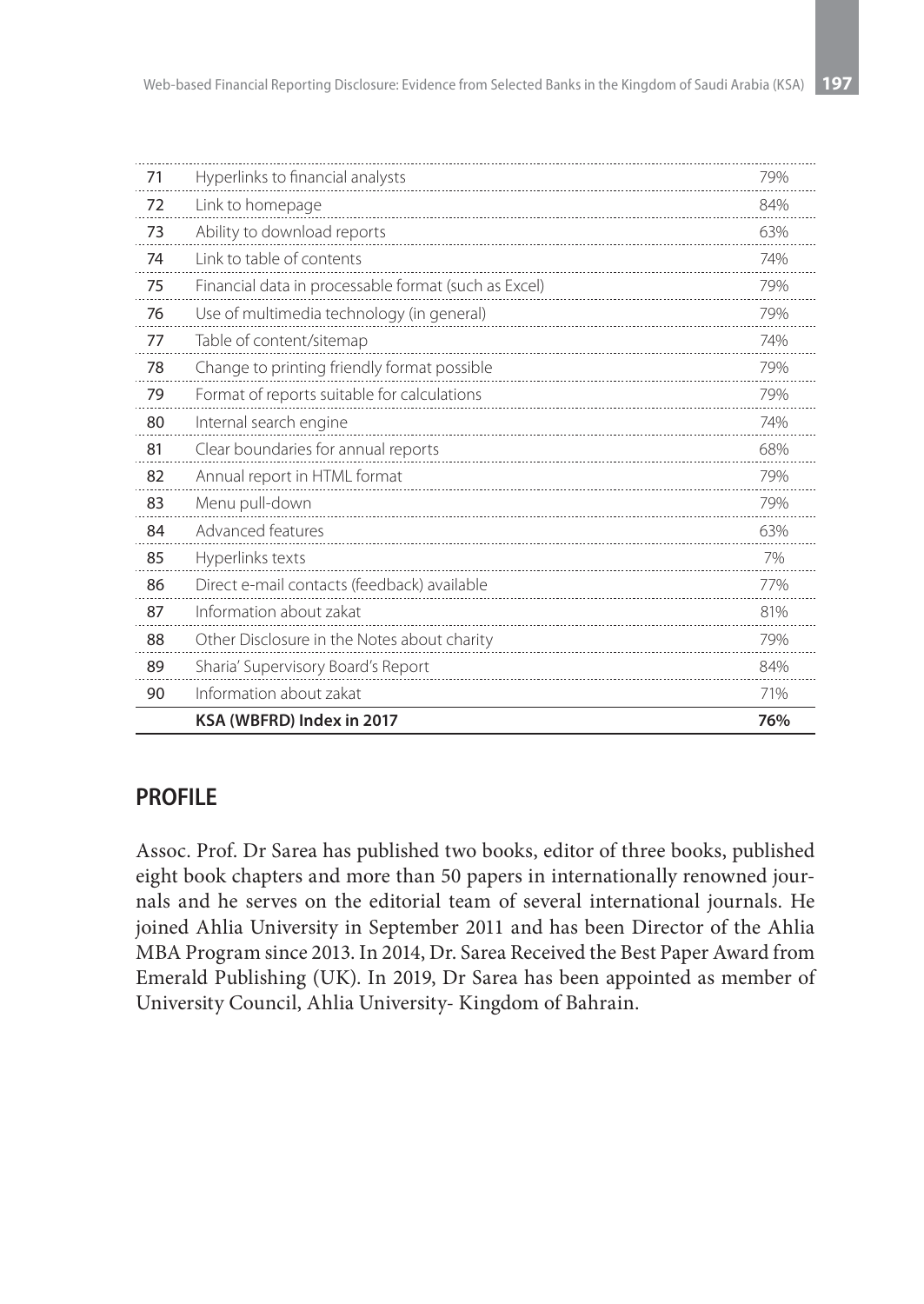| | | |
|---|---|---|
| 71 | Hyperlinks to financial analysts | 79% |
| 72 | Link to homepage | 84% |
| 73 | Ability to download reports | 63% |
| 74 | Link to table of contents | 74% |
| 75 | Financial data in processable format (such as Excel) | 79% |
| 76 | Use of multimedia technology (in general) | 79% |
| 77 | Table of content/sitemap | 74% |
| 78 | Change to printing friendly format possible | 79% |
| 79 | Format of reports suitable for calculations | 79% |
| 80 | Internal search engine | 74% |
| 81 | Clear boundaries for annual reports | 68% |
| 82 | Annual report in HTML format | 79% |
| 83 | Menu pull-down | 79% |
| 84 | Advanced features | 63% |
| 85 | Hyperlinks texts | 7% |
| 86 | Direct e-mail contacts (feedback) available | 77% |
| 87 | Information about zakat | 81% |
| 88 | Other Disclosure in the Notes about charity | 79% |
| 89 | Sharia' Supervisory Board's Report | 84% |
| 90 | Information about zakat | 71% |
| | **KSA (WBFRD) Index in 2017** | **76%** |

## PROFILE

Assoc. Prof. Dr Sarea has published two books, editor of three books, published eight book chapters and more than 50 papers in internationally renowned journals and he serves on the editorial team of several international journals. He joined Ahlia University in September 2011 and has been Director of the Ahlia MBA Program since 2013. In 2014, Dr. Sarea Received the Best Paper Award from Emerald Publishing (UK). In 2019, Dr Sarea has been appointed as member of University Council, Ahlia University- Kingdom of Bahrain.